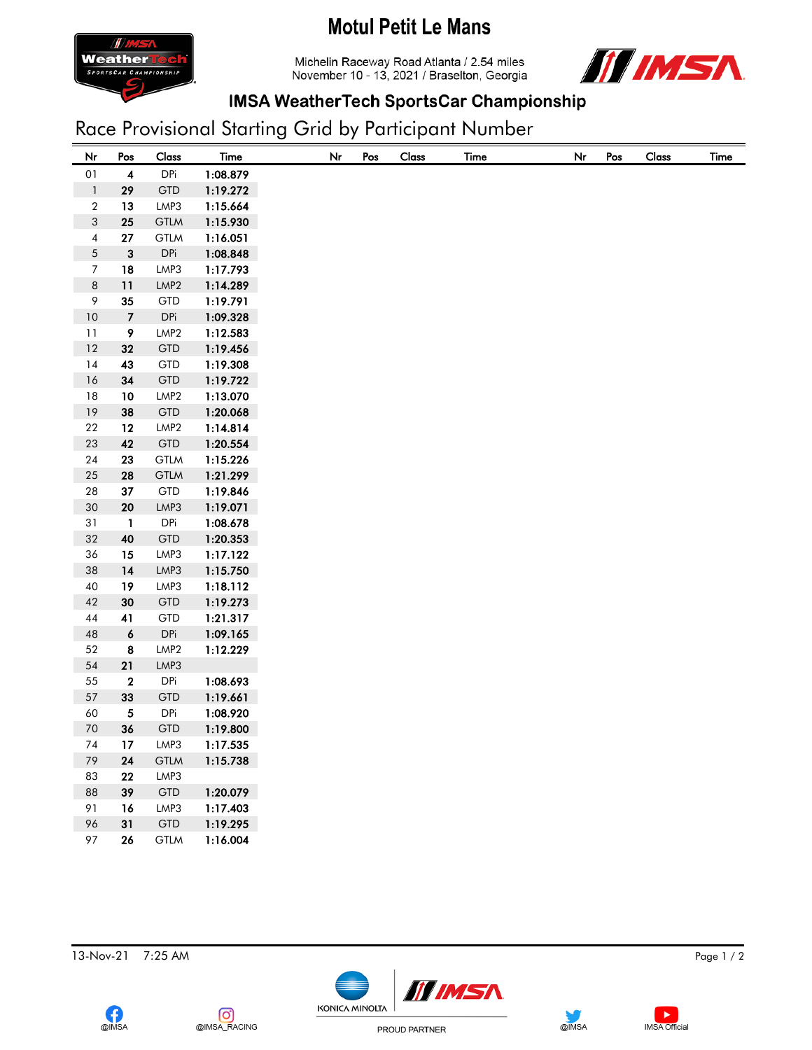# Motul Petit Le Mans

Michelin Raceway Road Atlanta / 2.54 miles
November 10 - 13, 2021 / Braselton, Georgia

## IMSA WeatherTech SportsCar Championship

### Race Provisional Starting Grid by Participant Number

| Nr | Pos | Class | Time |
|---|---|---|---|
| 01 | 4 | DPi | 1:08.879 |
| 1 | 29 | GTD | 1:19.272 |
| 2 | 13 | LMP3 | 1:15.664 |
| 3 | 25 | GTLM | 1:15.930 |
| 4 | 27 | GTLM | 1:16.051 |
| 5 | 3 | DPi | 1:08.848 |
| 7 | 18 | LMP3 | 1:17.793 |
| 8 | 11 | LMP2 | 1:14.289 |
| 9 | 35 | GTD | 1:19.791 |
| 10 | 7 | DPi | 1:09.328 |
| 11 | 9 | LMP2 | 1:12.583 |
| 12 | 32 | GTD | 1:19.456 |
| 14 | 43 | GTD | 1:19.308 |
| 16 | 34 | GTD | 1:19.722 |
| 18 | 10 | LMP2 | 1:13.070 |
| 19 | 38 | GTD | 1:20.068 |
| 22 | 12 | LMP2 | 1:14.814 |
| 23 | 42 | GTD | 1:20.554 |
| 24 | 23 | GTLM | 1:15.226 |
| 25 | 28 | GTLM | 1:21.299 |
| 28 | 37 | GTD | 1:19.846 |
| 30 | 20 | LMP3 | 1:19.071 |
| 31 | 1 | DPi | 1:08.678 |
| 32 | 40 | GTD | 1:20.353 |
| 36 | 15 | LMP3 | 1:17.122 |
| 38 | 14 | LMP3 | 1:15.750 |
| 40 | 19 | LMP3 | 1:18.112 |
| 42 | 30 | GTD | 1:19.273 |
| 44 | 41 | GTD | 1:21.317 |
| 48 | 6 | DPi | 1:09.165 |
| 52 | 8 | LMP2 | 1:12.229 |
| 54 | 21 | LMP3 | |
| 55 | 2 | DPi | 1:08.693 |
| 57 | 33 | GTD | 1:19.661 |
| 60 | 5 | DPi | 1:08.920 |
| 70 | 36 | GTD | 1:19.800 |
| 74 | 17 | LMP3 | 1:17.535 |
| 79 | 24 | GTLM | 1:15.738 |
| 83 | 22 | LMP3 | |
| 88 | 39 | GTD | 1:20.079 |
| 91 | 16 | LMP3 | 1:17.403 |
| 96 | 31 | GTD | 1:19.295 |
| 97 | 26 | GTLM | 1:16.004 |

13-Nov-21 7:25 AM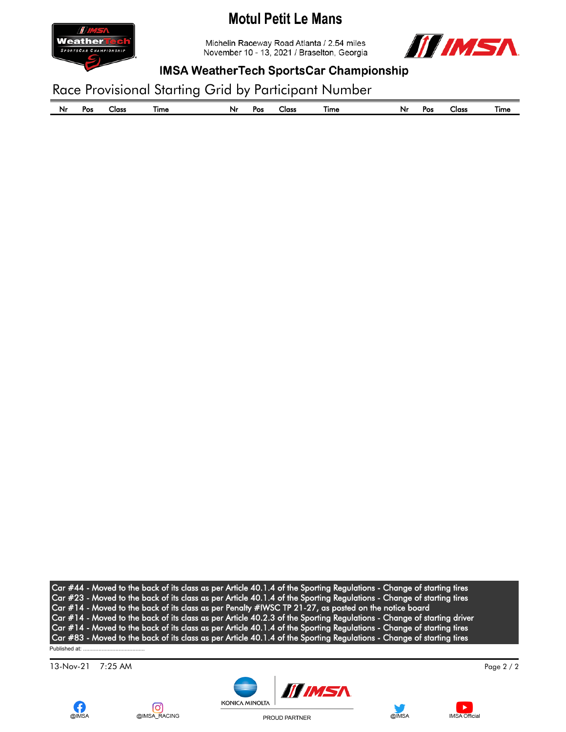# Motul Petit Le Mans

Michelin Raceway Road Atlanta / 2.54 miles
November 10 - 13, 2021 / Braselton, Georgia

## IMSA WeatherTech SportsCar Championship

### Race Provisional Starting Grid by Participant Number

| Nr | Pos | Class | Time | Nr | Pos | Class | Time | Nr | Pos | Class | Time |
|---|---|---|---|---|---|---|---|---|---|---|---|

Car #44 - Moved to the back of its class as per Article 40.1.4 of the Sporting Regulations - Change of starting tires
Car #23 - Moved to the back of its class as per Article 40.1.4 of the Sporting Regulations - Change of starting tires
Car #14 - Moved to the back of its class as per Penalty #IWSC TP 21-27, as posted on the notice board
Car #14 - Moved to the back of its class as per Article 40.2.3 of the Sporting Regulations - Change of starting driver
Car #14 - Moved to the back of its class as per Article 40.1.4 of the Sporting Regulations - Change of starting tires
Car #83 - Moved to the back of its class as per Article 40.1.4 of the Sporting Regulations - Change of starting tires

Published at: ........................................

13-Nov-21 7:25 AM